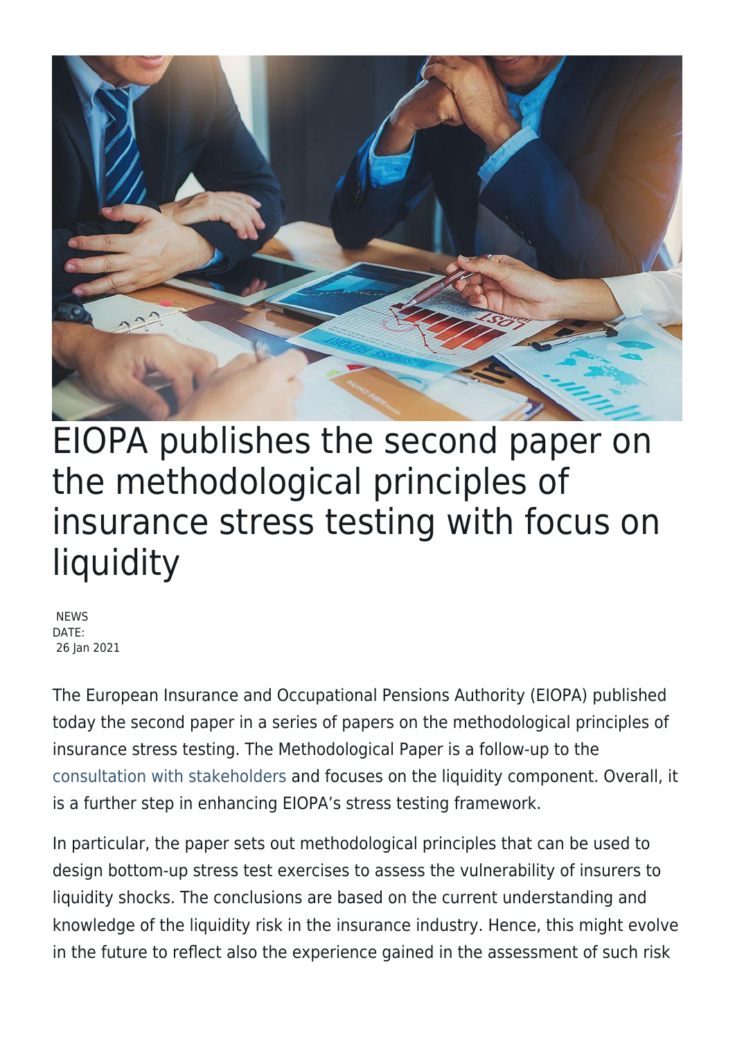# EIOPA publishes the second paper on the methodological principles of insurance stress testing with focus on liquidity

NEWS
DATE:
26 Jan 2021

The European Insurance and Occupational Pensions Authority (EIOPA) published today the second paper in a series of papers on the methodological principles of insurance stress testing. The Methodological Paper is a follow-up to the consultation with stakeholders and focuses on the liquidity component. Overall, it is a further step in enhancing EIOPA's stress testing framework.

In particular, the paper sets out methodological principles that can be used to design bottom-up stress test exercises to assess the vulnerability of insurers to liquidity shocks. The conclusions are based on the current understanding and knowledge of the liquidity risk in the insurance industry. Hence, this might evolve in the future to reflect also the experience gained in the assessment of such risk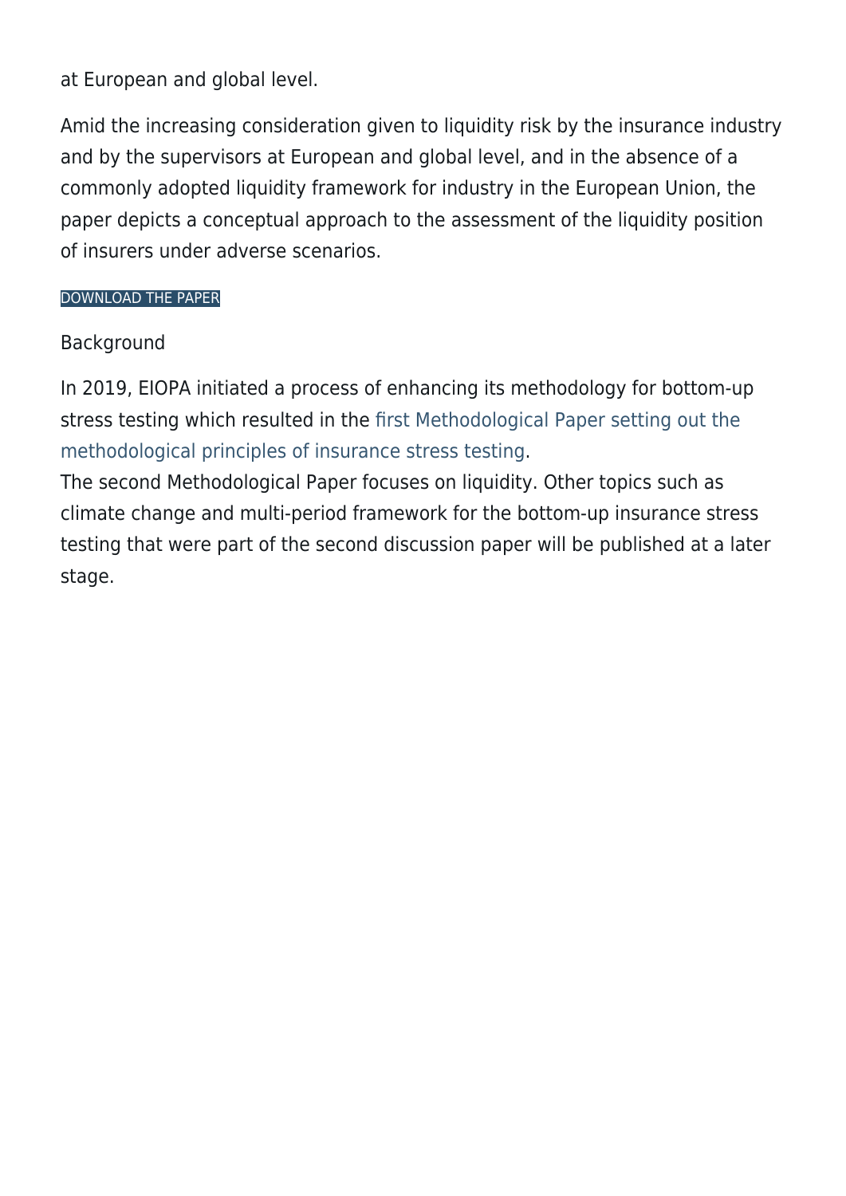at European and global level.

Amid the increasing consideration given to liquidity risk by the insurance industry and by the supervisors at European and global level, and in the absence of a commonly adopted liquidity framework for industry in the European Union, the paper depicts a conceptual approach to the assessment of the liquidity position of insurers under adverse scenarios.

DOWNLOAD THE PAPER

Background

In 2019, EIOPA initiated a process of enhancing its methodology for bottom-up stress testing which resulted in the first Methodological Paper setting out the methodological principles of insurance stress testing.
The second Methodological Paper focuses on liquidity. Other topics such as climate change and multi-period framework for the bottom-up insurance stress testing that were part of the second discussion paper will be published at a later stage.